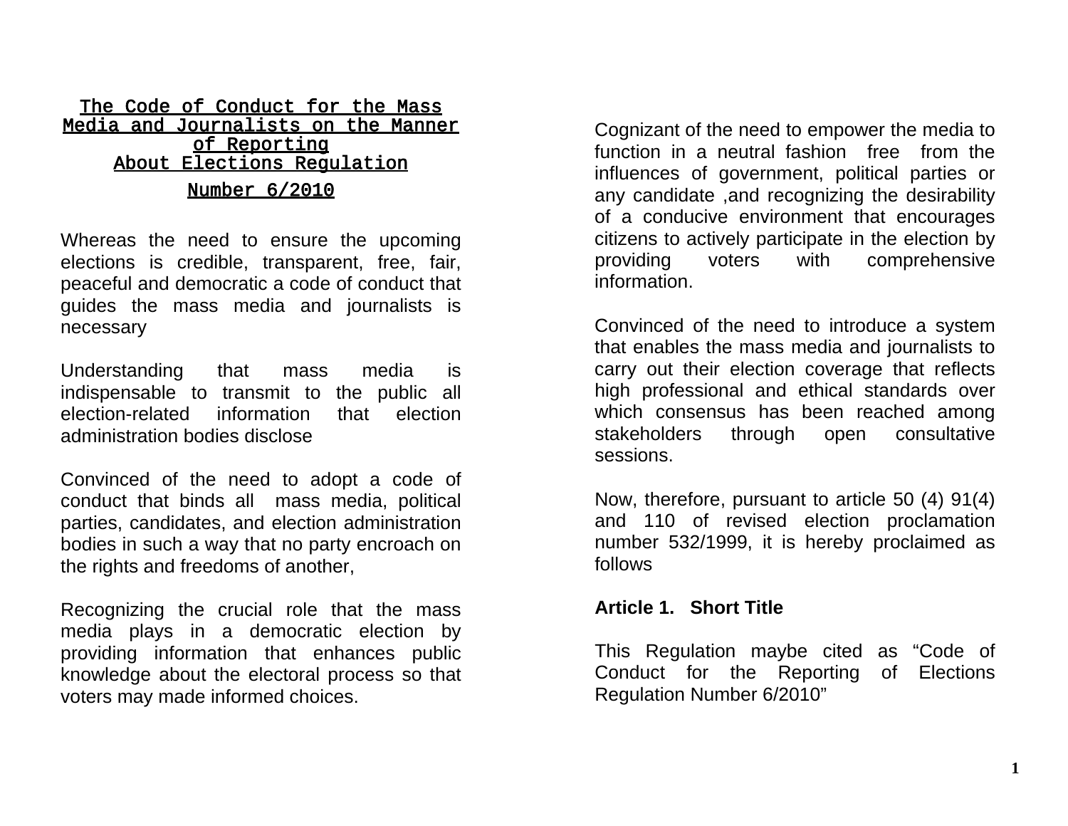# The Code of Conduct for the Mass Media and Journalists on the Manner of Reporting About Elections Regulation

## Number 6/2010

Whereas the need to ensure the upcoming elections is credible, transparent, free, fair, peaceful and democratic a code of conduct that guides the mass media and journalists is necessary

Understanding that mass media is indispensable to transmit to the public all election-related information that election administration bodies disclose

Convinced of the need to adopt a code of conduct that binds all mass media, political parties, candidates, and election administration bodies in such a way that no party encroach on the rights and freedoms of another,

Recognizing the crucial role that the mass media plays in a democratic election by providing information that enhances public knowledge about the electoral process so that voters may made informed choices.

Cognizant of the need to empower the media to function in a neutral fashion free from the influences of government, political parties or any candidate ,and recognizing the desirability of a conducive environment that encourages citizens to actively participate in the election by providing voters with comprehensive information.

Convinced of the need to introduce a system that enables the mass media and journalists to carry out their election coverage that reflects high professional and ethical standards over which consensus has been reached among stakeholders through open consultative sessions.

Now, therefore, pursuant to article 50 (4) 91(4) and 110 of revised election proclamation number 532/1999, it is hereby proclaimed as follows

**Article 1. Short Title**

This Regulation maybe cited as “Code of Conduct for the Reporting of Elections Regulation Number 6/2010”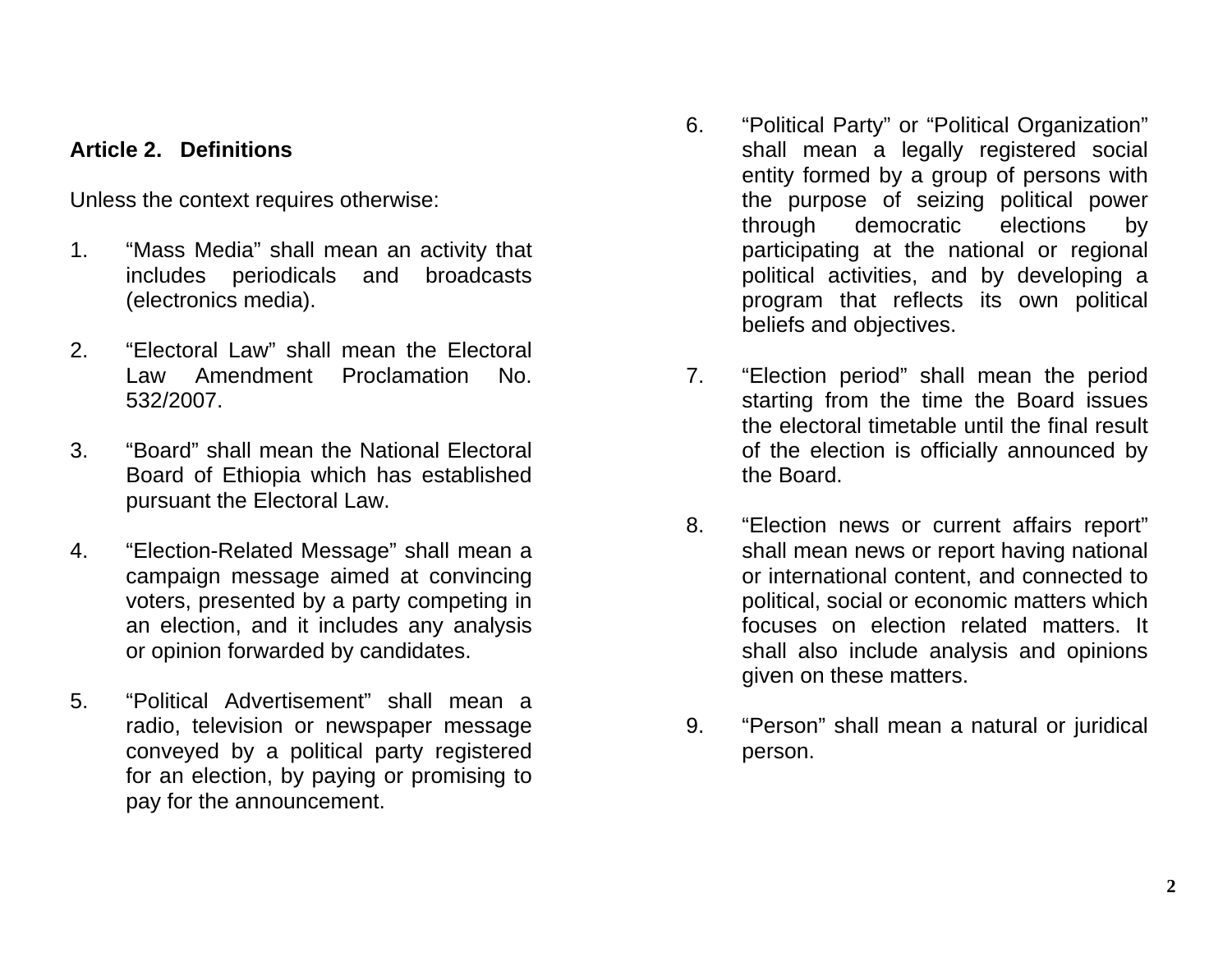## Article 2. Definitions

Unless the context requires otherwise:

1. “Mass Media” shall mean an activity that includes periodicals and broadcasts (electronics media).

2. “Electoral Law” shall mean the Electoral Law Amendment Proclamation No. 532/2007.

3. “Board” shall mean the National Electoral Board of Ethiopia which has established pursuant the Electoral Law.

4. “Election-Related Message” shall mean a campaign message aimed at convincing voters, presented by a party competing in an election, and it includes any analysis or opinion forwarded by candidates.

5. “Political Advertisement” shall mean a radio, television or newspaper message conveyed by a political party registered for an election, by paying or promising to pay for the announcement.

6. “Political Party” or “Political Organization” shall mean a legally registered social entity formed by a group of persons with the purpose of seizing political power through democratic elections by participating at the national or regional political activities, and by developing a program that reflects its own political beliefs and objectives.

7. “Election period” shall mean the period starting from the time the Board issues the electoral timetable until the final result of the election is officially announced by the Board.

8. “Election news or current affairs report” shall mean news or report having national or international content, and connected to political, social or economic matters which focuses on election related matters. It shall also include analysis and opinions given on these matters.

9. “Person” shall mean a natural or juridical person.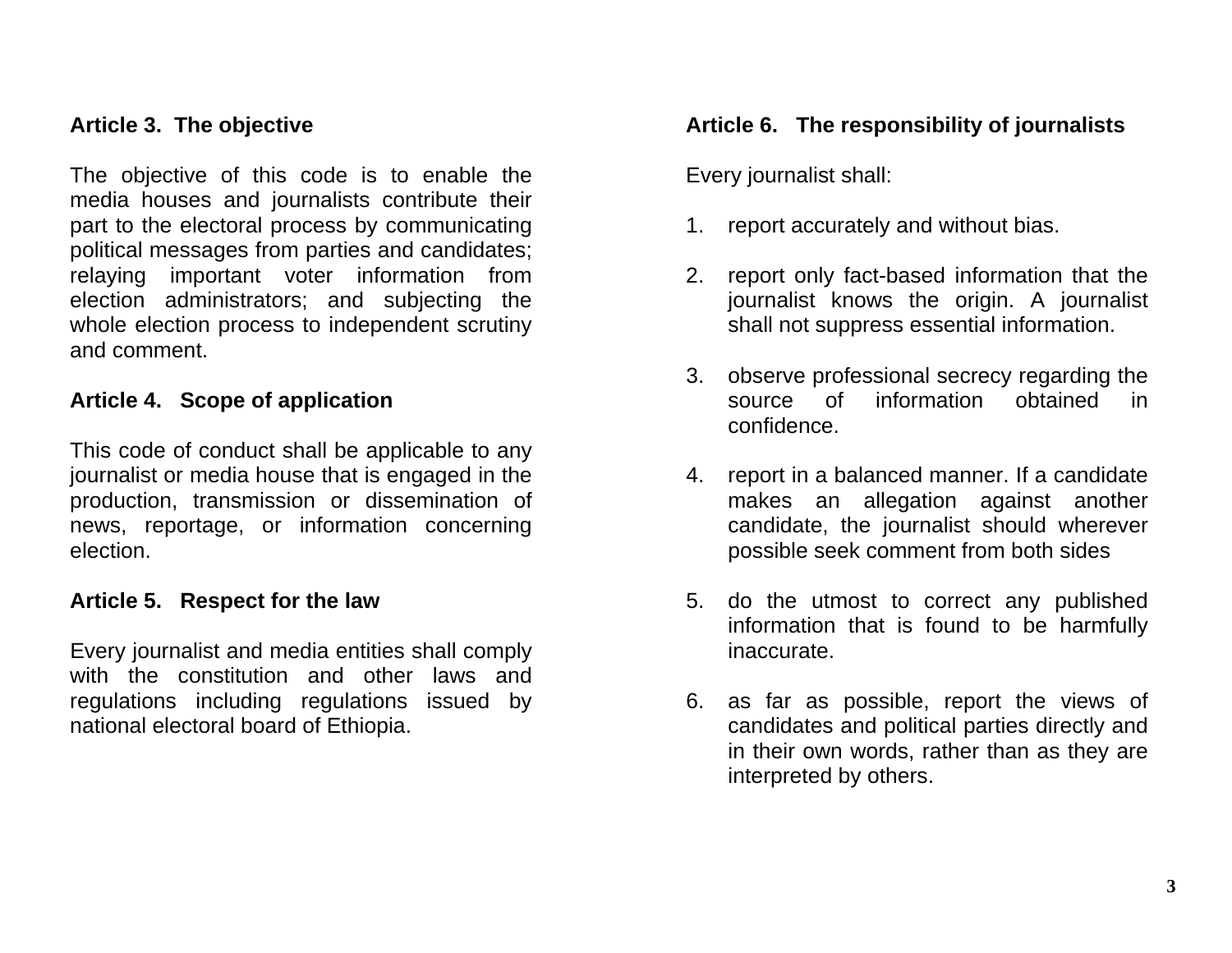### Article 3. The objective

The objective of this code is to enable the media houses and journalists contribute their part to the electoral process by communicating political messages from parties and candidates; relaying important voter information from election administrators; and subjecting the whole election process to independent scrutiny and comment.

### Article 4. Scope of application

This code of conduct shall be applicable to any journalist or media house that is engaged in the production, transmission or dissemination of news, reportage, or information concerning election.

### Article 5. Respect for the law

Every journalist and media entities shall comply with the constitution and other laws and regulations including regulations issued by national electoral board of Ethiopia.

### Article 6. The responsibility of journalists

Every journalist shall:

1. report accurately and without bias.

2. report only fact-based information that the journalist knows the origin. A journalist shall not suppress essential information.

3. observe professional secrecy regarding the source of information obtained in confidence.

4. report in a balanced manner. If a candidate makes an allegation against another candidate, the journalist should wherever possible seek comment from both sides

5. do the utmost to correct any published information that is found to be harmfully inaccurate.

6. as far as possible, report the views of candidates and political parties directly and in their own words, rather than as they are interpreted by others.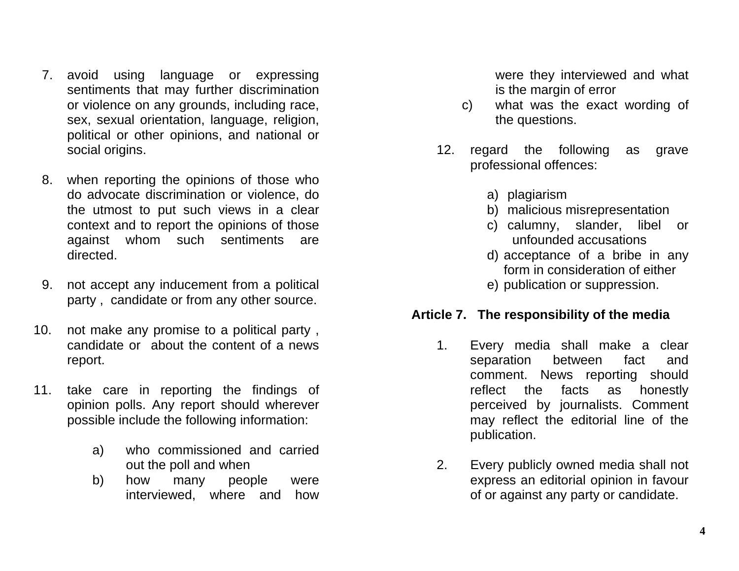7. avoid using language or expressing sentiments that may further discrimination or violence on any grounds, including race, sex, sexual orientation, language, religion, political or other opinions, and national or social origins.

8. when reporting the opinions of those who do advocate discrimination or violence, do the utmost to put such views in a clear context and to report the opinions of those against whom such sentiments are directed.

9. not accept any inducement from a political party , candidate or from any other source.

10. not make any promise to a political party , candidate or about the content of a news report.

11. take care in reporting the findings of opinion polls. Any report should wherever possible include the following information:

    a) who commissioned and carried out the poll and when
    b) how many people were interviewed, where and how were they interviewed and what is the margin of error
    c) what was the exact wording of the questions.

12. regard the following as grave professional offences:

    a) plagiarism
    b) malicious misrepresentation
    c) calumny, slander, libel or unfounded accusations
    d) acceptance of a bribe in any form in consideration of either
    e) publication or suppression.

**Article 7. The responsibility of the media**

1. Every media shall make a clear separation between fact and comment. News reporting should reflect the facts as honestly perceived by journalists. Comment may reflect the editorial line of the publication.

2. Every publicly owned media shall not express an editorial opinion in favour of or against any party or candidate.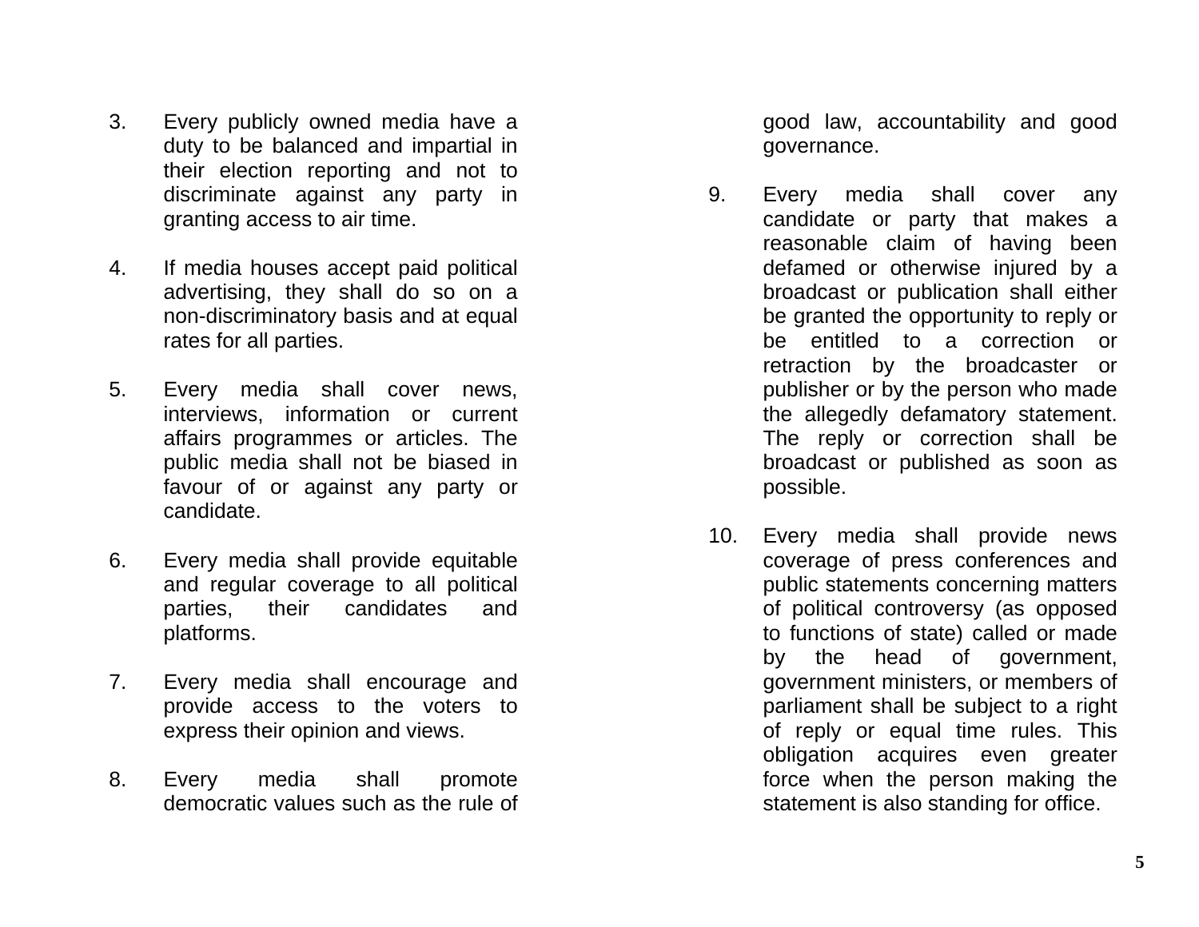3. Every publicly owned media have a duty to be balanced and impartial in their election reporting and not to discriminate against any party in granting access to air time.

4. If media houses accept paid political advertising, they shall do so on a non-discriminatory basis and at equal rates for all parties.

5. Every media shall cover news, interviews, information or current affairs programmes or articles. The public media shall not be biased in favour of or against any party or candidate.

6. Every media shall provide equitable and regular coverage to all political parties, their candidates and platforms.

7. Every media shall encourage and provide access to the voters to express their opinion and views.

8. Every media shall promote democratic values such as the rule of good law, accountability and good governance.

9. Every media shall cover any candidate or party that makes a reasonable claim of having been defamed or otherwise injured by a broadcast or publication shall either be granted the opportunity to reply or be entitled to a correction or retraction by the broadcaster or publisher or by the person who made the allegedly defamatory statement. The reply or correction shall be broadcast or published as soon as possible.

10. Every media shall provide news coverage of press conferences and public statements concerning matters of political controversy (as opposed to functions of state) called or made by the head of government, government ministers, or members of parliament shall be subject to a right of reply or equal time rules. This obligation acquires even greater force when the person making the statement is also standing for office.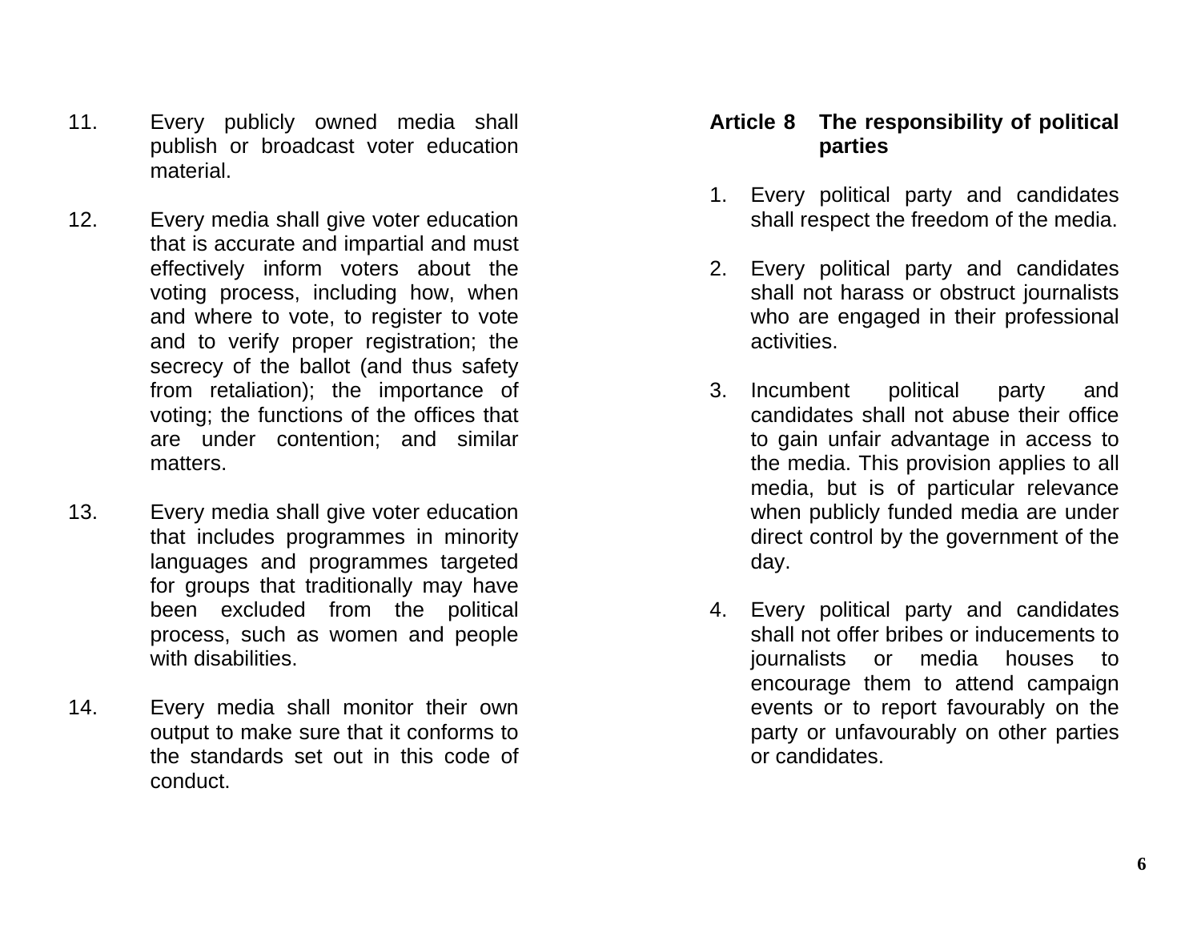11. Every publicly owned media shall publish or broadcast voter education material.

12. Every media shall give voter education that is accurate and impartial and must effectively inform voters about the voting process, including how, when and where to vote, to register to vote and to verify proper registration; the secrecy of the ballot (and thus safety from retaliation); the importance of voting; the functions of the offices that are under contention; and similar matters.

13. Every media shall give voter education that includes programmes in minority languages and programmes targeted for groups that traditionally may have been excluded from the political process, such as women and people with disabilities.

14. Every media shall monitor their own output to make sure that it conforms to the standards set out in this code of conduct.

**Article 8 The responsibility of political parties**

1. Every political party and candidates shall respect the freedom of the media.

2. Every political party and candidates shall not harass or obstruct journalists who are engaged in their professional activities.

3. Incumbent political party and candidates shall not abuse their office to gain unfair advantage in access to the media. This provision applies to all media, but is of particular relevance when publicly funded media are under direct control by the government of the day.

4. Every political party and candidates shall not offer bribes or inducements to journalists or media houses to encourage them to attend campaign events or to report favourably on the party or unfavourably on other parties or candidates.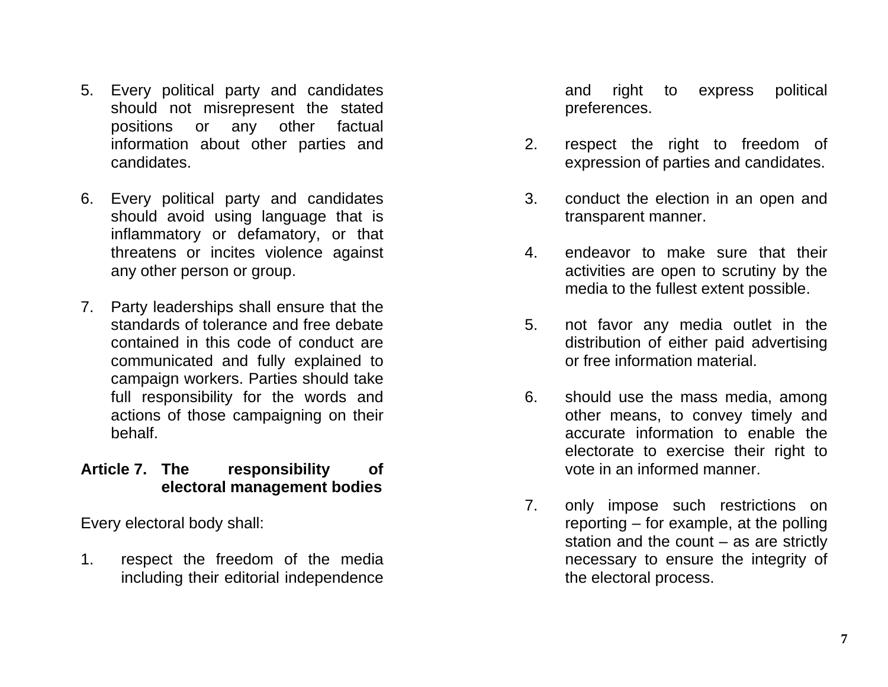5. Every political party and candidates should not misrepresent the stated positions or any other factual information about other parties and candidates.

6. Every political party and candidates should avoid using language that is inflammatory or defamatory, or that threatens or incites violence against any other person or group.

7. Party leaderships shall ensure that the standards of tolerance and free debate contained in this code of conduct are communicated and fully explained to campaign workers. Parties should take full responsibility for the words and actions of those campaigning on their behalf.

**Article 7. The responsibility of electoral management bodies**

Every electoral body shall:

1. respect the freedom of the media including their editorial independence and right to express political preferences.

2. respect the right to freedom of expression of parties and candidates.

3. conduct the election in an open and transparent manner.

4. endeavor to make sure that their activities are open to scrutiny by the media to the fullest extent possible.

5. not favor any media outlet in the distribution of either paid advertising or free information material.

6. should use the mass media, among other means, to convey timely and accurate information to enable the electorate to exercise their right to vote in an informed manner.

7. only impose such restrictions on reporting – for example, at the polling station and the count – as are strictly necessary to ensure the integrity of the electoral process.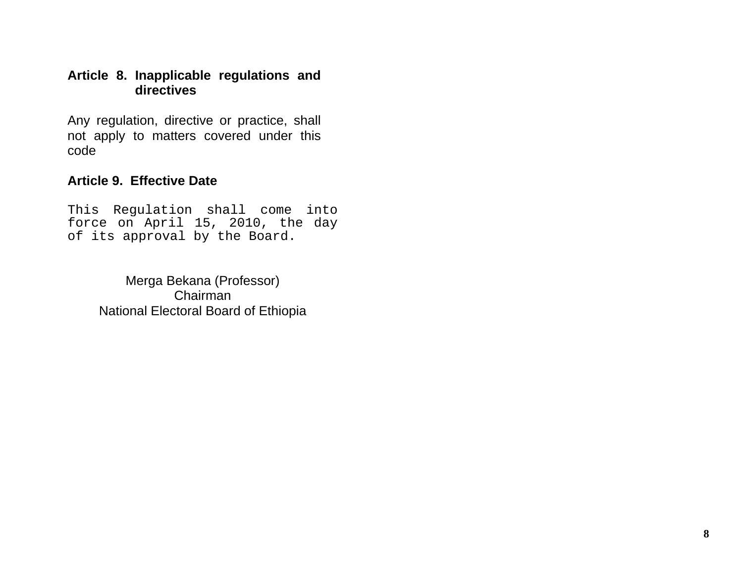**Article 8. Inapplicable regulations and directives**

Any regulation, directive or practice, shall not apply to matters covered under this code

**Article 9. Effective Date**

This Regulation shall come into force on April 15, 2010, the day of its approval by the Board.

Merga Bekana (Professor)
Chairman
National Electoral Board of Ethiopia